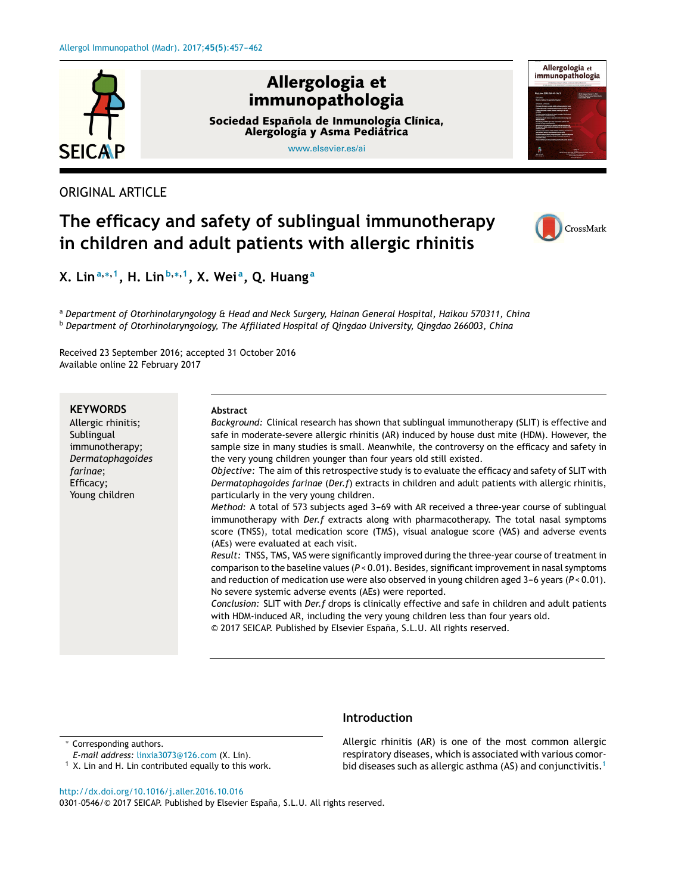ORIGINAL ARTICLE

# The efficacy and safety of sublingual immunotherapy in children and adult patients with allergic rhinitis

X. Lin[a,*,1], H. Lin[b,*,1], X. Wei[a], Q. Huang[a]

[a] *Department of Otorhinolaryngology & Head and Neck Surgery, Hainan General Hospital, Haikou 570311, China*
[b] *Department of Otorhinolaryngology, The Affiliated Hospital of Qingdao University, Qingdao 266003, China*

Received 23 September 2016; accepted 31 October 2016
Available online 22 February 2017

**KEYWORDS**
Allergic rhinitis;
Sublingual immunotherapy;
*Dermatophagoides farinae*;
Efficacy;
Young children

**Abstract**

*Background:* Clinical research has shown that sublingual immunotherapy (SLIT) is effective and safe in moderate-severe allergic rhinitis (AR) induced by house dust mite (HDM). However, the sample size in many studies is small. Meanwhile, the controversy on the efficacy and safety in the very young children younger than four years old still existed.

*Objective:* The aim of this retrospective study is to evaluate the efficacy and safety of SLIT with *Dermatophagoides farinae* (*Der.f*) extracts in children and adult patients with allergic rhinitis, particularly in the very young children.

*Method:* A total of 573 subjects aged 3–69 with AR received a three-year course of sublingual immunotherapy with *Der.f* extracts along with pharmacotherapy. The total nasal symptoms score (TNSS), total medication score (TMS), visual analogue score (VAS) and adverse events (AEs) were evaluated at each visit.

*Result:* TNSS, TMS, VAS were significantly improved during the three-year course of treatment in comparison to the baseline values ($P < 0.01$). Besides, significant improvement in nasal symptoms and reduction of medication use were also observed in young children aged 3–6 years ($P < 0.01$). No severe systemic adverse events (AEs) were reported.

*Conclusion:* SLIT with *Der.f* drops is clinically effective and safe in children and adult patients with HDM-induced AR, including the very young children less than four years old.

© 2017 SEICAP. Published by Elsevier España, S.L.U. All rights reserved.

## Introduction

Allergic rhinitis (AR) is one of the most common allergic respiratory diseases, which is associated with various comorbid diseases such as allergic asthma (AS) and conjunctivitis.[1]

\* Corresponding authors.
*E-mail address:* linxia3073@126.com (X. Lin).
[1] X. Lin and H. Lin contributed equally to this work.

http://dx.doi.org/10.1016/j.aller.2016.10.016
0301-0546/© 2017 SEICAP. Published by Elsevier España, S.L.U. All rights reserved.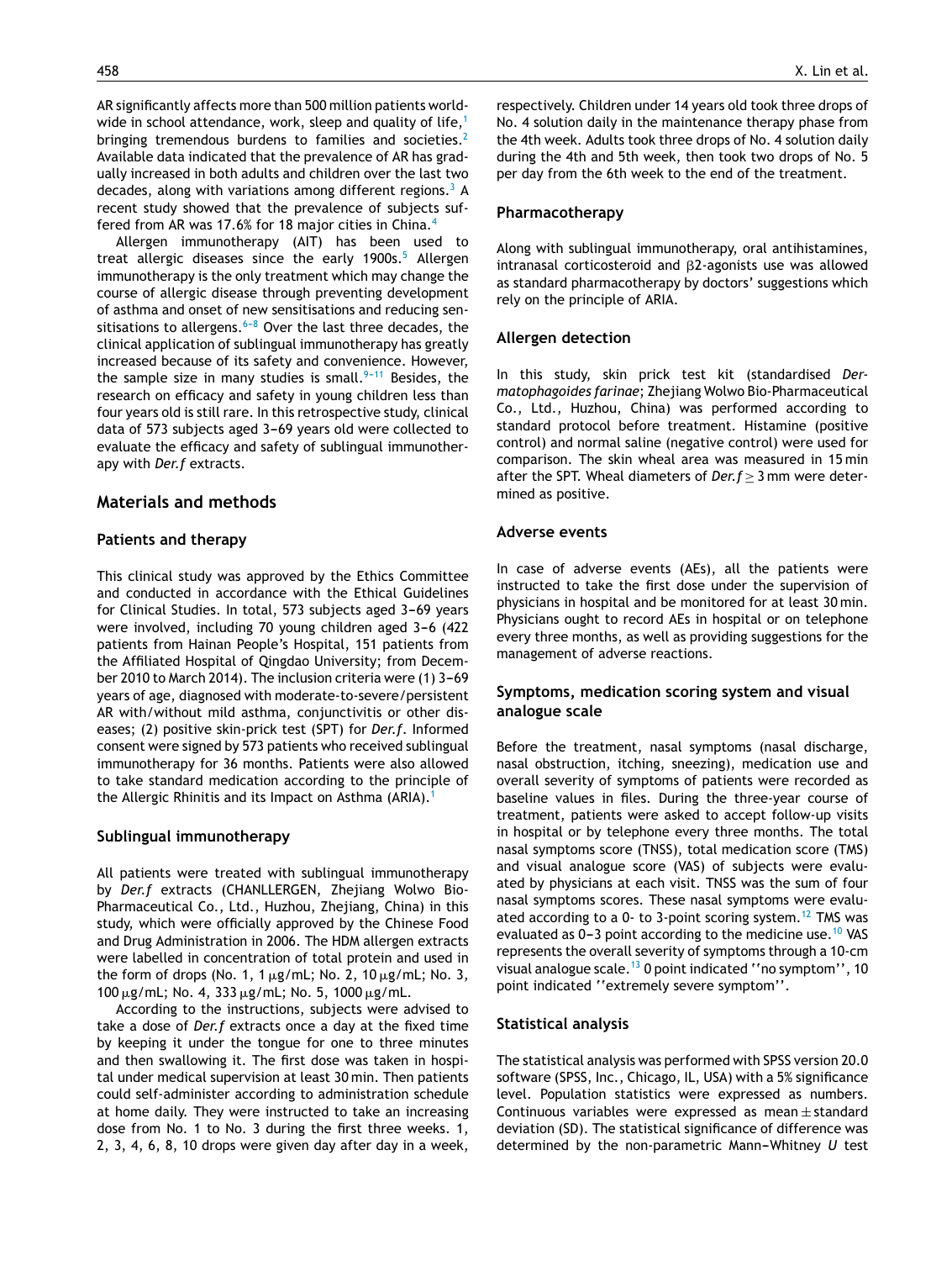AR significantly affects more than 500 million patients worldwide in school attendance, work, sleep and quality of life,[1] bringing tremendous burdens to families and societies.[2] Available data indicated that the prevalence of AR has gradually increased in both adults and children over the last two decades, along with variations among different regions.[3] A recent study showed that the prevalence of subjects suffered from AR was 17.6% for 18 major cities in China.[4]

Allergen immunotherapy (AIT) has been used to treat allergic diseases since the early 1900s.[5] Allergen immunotherapy is the only treatment which may change the course of allergic disease through preventing development of asthma and onset of new sensitisations and reducing sensitisations to allergens.[6-8] Over the last three decades, the clinical application of sublingual immunotherapy has greatly increased because of its safety and convenience. However, the sample size in many studies is small.[9-11] Besides, the research on efficacy and safety in young children less than four years old is still rare. In this retrospective study, clinical data of 573 subjects aged 3–69 years old were collected to evaluate the efficacy and safety of sublingual immunotherapy with *Der.f* extracts.

## Materials and methods

### Patients and therapy

This clinical study was approved by the Ethics Committee and conducted in accordance with the Ethical Guidelines for Clinical Studies. In total, 573 subjects aged 3–69 years were involved, including 70 young children aged 3–6 (422 patients from Hainan People's Hospital, 151 patients from the Affiliated Hospital of Qingdao University; from December 2010 to March 2014). The inclusion criteria were (1) 3–69 years of age, diagnosed with moderate-to-severe/persistent AR with/without mild asthma, conjunctivitis or other diseases; (2) positive skin-prick test (SPT) for *Der.f*. Informed consent were signed by 573 patients who received sublingual immunotherapy for 36 months. Patients were also allowed to take standard medication according to the principle of the Allergic Rhinitis and its Impact on Asthma (ARIA).[1]

### Sublingual immunotherapy

All patients were treated with sublingual immunotherapy by *Der.f* extracts (CHANLLERGEN, Zhejiang Wolwo Bio-Pharmaceutical Co., Ltd., Huzhou, Zhejiang, China) in this study, which were officially approved by the Chinese Food and Drug Administration in 2006. The HDM allergen extracts were labelled in concentration of total protein and used in the form of drops (No. 1, 1 μg/mL; No. 2, 10 μg/mL; No. 3, 100 μg/mL; No. 4, 333 μg/mL; No. 5, 1000 μg/mL.

According to the instructions, subjects were advised to take a dose of *Der.f* extracts once a day at the fixed time by keeping it under the tongue for one to three minutes and then swallowing it. The first dose was taken in hospital under medical supervision at least 30 min. Then patients could self-administer according to administration schedule at home daily. They were instructed to take an increasing dose from No. 1 to No. 3 during the first three weeks. 1, 2, 3, 4, 6, 8, 10 drops were given day after day in a week, respectively. Children under 14 years old took three drops of No. 4 solution daily in the maintenance therapy phase from the 4th week. Adults took three drops of No. 4 solution daily during the 4th and 5th week, then took two drops of No. 5 per day from the 6th week to the end of the treatment.

### Pharmacotherapy

Along with sublingual immunotherapy, oral antihistamines, intranasal corticosteroid and β2-agonists use was allowed as standard pharmacotherapy by doctors' suggestions which rely on the principle of ARIA.

### Allergen detection

In this study, skin prick test kit (standardised *Dermatophagoides farinae*; Zhejiang Wolwo Bio-Pharmaceutical Co., Ltd., Huzhou, China) was performed according to standard protocol before treatment. Histamine (positive control) and normal saline (negative control) were used for comparison. The skin wheal area was measured in 15 min after the SPT. Wheal diameters of *Der.f* ≥ 3 mm were determined as positive.

### Adverse events

In case of adverse events (AEs), all the patients were instructed to take the first dose under the supervision of physicians in hospital and be monitored for at least 30 min. Physicians ought to record AEs in hospital or on telephone every three months, as well as providing suggestions for the management of adverse reactions.

### Symptoms, medication scoring system and visual analogue scale

Before the treatment, nasal symptoms (nasal discharge, nasal obstruction, itching, sneezing), medication use and overall severity of symptoms of patients were recorded as baseline values in files. During the three-year course of treatment, patients were asked to accept follow-up visits in hospital or by telephone every three months. The total nasal symptoms score (TNSS), total medication score (TMS) and visual analogue score (VAS) of subjects were evaluated by physicians at each visit. TNSS was the sum of four nasal symptoms scores. These nasal symptoms were evaluated according to a 0- to 3-point scoring system.[12] TMS was evaluated as 0–3 point according to the medicine use.[10] VAS represents the overall severity of symptoms through a 10-cm visual analogue scale.[13] 0 point indicated ''no symptom'', 10 point indicated ''extremely severe symptom''.

### Statistical analysis

The statistical analysis was performed with SPSS version 20.0 software (SPSS, Inc., Chicago, IL, USA) with a 5% significance level. Population statistics were expressed as numbers. Continuous variables were expressed as mean ± standard deviation (SD). The statistical significance of difference was determined by the non-parametric Mann–Whitney *U* test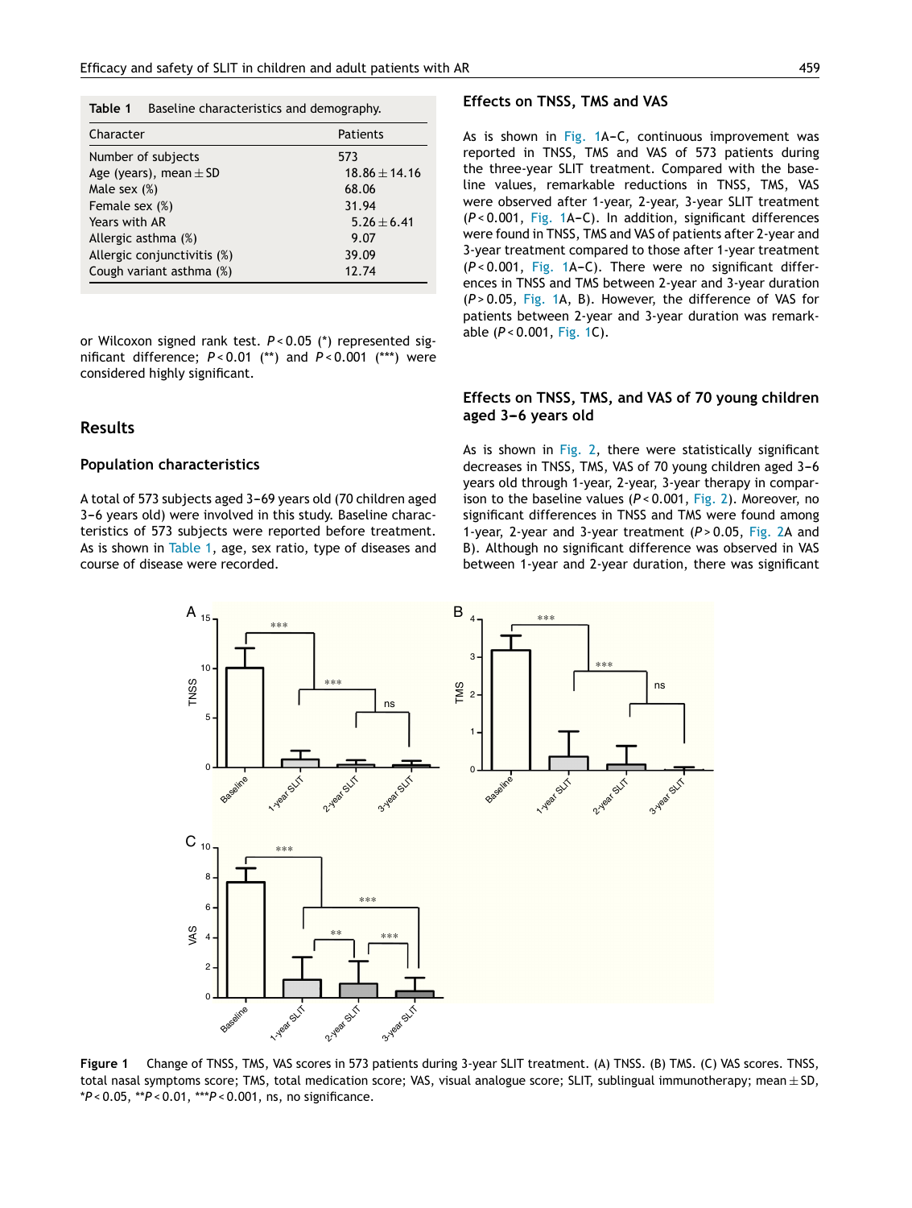**Table 1** Baseline characteristics and demography.

| Character | Patients |
|---|---|
| Number of subjects | 573 |
| Age (years), mean ± SD | 18.86 ± 14.16 |
| Male sex (%) | 68.06 |
| Female sex (%) | 31.94 |
| Years with AR | 5.26 ± 6.41 |
| Allergic asthma (%) | 9.07 |
| Allergic conjunctivitis (%) | 39.09 |
| Cough variant asthma (%) | 12.74 |

or Wilcoxon signed rank test. $P < 0.05$ (*) represented significant difference; $P < 0.01$ (**) and $P < 0.001$ (***) were considered highly significant.

## Results

### Population characteristics

A total of 573 subjects aged 3–69 years old (70 children aged 3–6 years old) were involved in this study. Baseline characteristics of 573 subjects were reported before treatment. As is shown in Table 1, age, sex ratio, type of diseases and course of disease were recorded.

### Effects on TNSS, TMS and VAS

As is shown in Fig. 1A–C, continuous improvement was reported in TNSS, TMS and VAS of 573 patients during the three-year SLIT treatment. Compared with the baseline values, remarkable reductions in TNSS, TMS, VAS were observed after 1-year, 2-year, 3-year SLIT treatment ($P < 0.001$, Fig. 1A–C). In addition, significant differences were found in TNSS, TMS and VAS of patients after 2-year and 3-year treatment compared to those after 1-year treatment ($P < 0.001$, Fig. 1A–C). There were no significant differences in TNSS and TMS between 2-year and 3-year duration ($P > 0.05$, Fig. 1A, B). However, the difference of VAS for patients between 2-year and 3-year duration was remarkable ($P < 0.001$, Fig. 1C).

### Effects on TNSS, TMS, and VAS of 70 young children aged 3–6 years old

As is shown in Fig. 2, there were statistically significant decreases in TNSS, TMS, VAS of 70 young children aged 3–6 years old through 1-year, 2-year, 3-year therapy in comparison to the baseline values ($P < 0.001$, Fig. 2). Moreover, no significant differences in TNSS and TMS were found among 1-year, 2-year and 3-year treatment ($P > 0.05$, Fig. 2A and B). Although no significant difference was observed in VAS between 1-year and 2-year duration, there was significant

**Figure 1** Change of TNSS, TMS, VAS scores in 573 patients during 3-year SLIT treatment. (A) TNSS. (B) TMS. (C) VAS scores. TNSS, total nasal symptoms score; TMS, total medication score; VAS, visual analogue score; SLIT, sublingual immunotherapy; mean ± SD, *$P < 0.05$, **$P < 0.01$, ***$P < 0.001$, ns, no significance.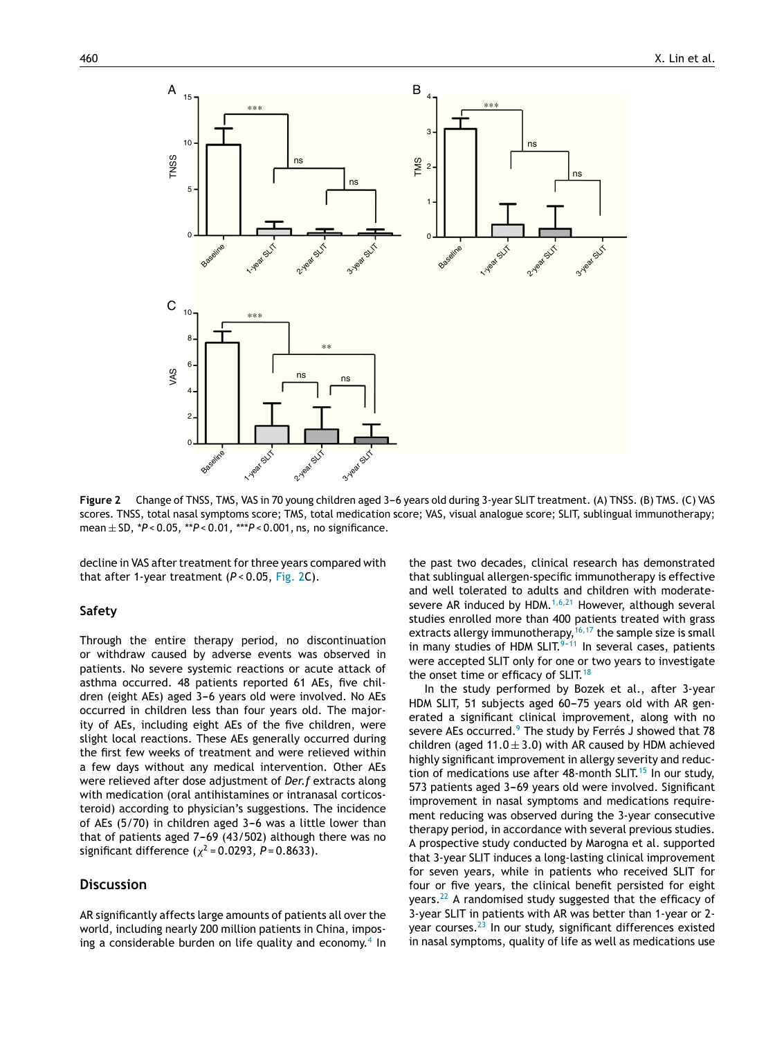Figure 2 Change of TNSS, TMS, VAS in 70 young children aged 3–6 years old during 3-year SLIT treatment. (A) TNSS. (B) TMS. (C) VAS scores. TNSS, total nasal symptoms score; TMS, total medication score; VAS, visual analogue score; SLIT, sublingual immunotherapy; mean ± SD, \*$P < 0.05$, \*\*$P < 0.01$, \*\*\*$P < 0.001$, ns, no significance.

decline in VAS after treatment for three years compared with that after 1-year treatment ($P < 0.05$, Fig. 2C).

## Safety

Through the entire therapy period, no discontinuation or withdraw caused by adverse events was observed in patients. No severe systemic reactions or acute attack of asthma occurred. 48 patients reported 61 AEs, five children (eight AEs) aged 3–6 years old were involved. No AEs occurred in children less than four years old. The majority of AEs, including eight AEs of the five children, were slight local reactions. These AEs generally occurred during the first few weeks of treatment and were relieved within a few days without any medical intervention. Other AEs were relieved after dose adjustment of *Der.f* extracts along with medication (oral antihistamines or intranasal corticosteroid) according to physician's suggestions. The incidence of AEs (5/70) in children aged 3–6 was a little lower than that of patients aged 7–69 (43/502) although there was no significant difference ($\chi^2 = 0.0293$, $P = 0.8633$).

## Discussion

AR significantly affects large amounts of patients all over the world, including nearly 200 million patients in China, imposing a considerable burden on life quality and economy.[4] In the past two decades, clinical research has demonstrated that sublingual allergen-specific immunotherapy is effective and well tolerated to adults and children with moderate-severe AR induced by HDM.[1,6,21] However, although several studies enrolled more than 400 patients treated with grass extracts allergy immunotherapy,[16,17] the sample size is small in many studies of HDM SLIT.[9–11] In several cases, patients were accepted SLIT only for one or two years to investigate the onset time or efficacy of SLIT.[18]

In the study performed by Bozek et al., after 3-year HDM SLIT, 51 subjects aged 60–75 years old with AR generated a significant clinical improvement, along with no severe AEs occurred.[9] The study by Ferrés J showed that 78 children (aged 11.0 ± 3.0) with AR caused by HDM achieved highly significant improvement in allergy severity and reduction of medications use after 48-month SLIT.[15] In our study, 573 patients aged 3–69 years old were involved. Significant improvement in nasal symptoms and medications requirement reducing was observed during the 3-year consecutive therapy period, in accordance with several previous studies. A prospective study conducted by Marogna et al. supported that 3-year SLIT induces a long-lasting clinical improvement for seven years, while in patients who received SLIT for four or five years, the clinical benefit persisted for eight years.[22] A randomised study suggested that the efficacy of 3-year SLIT in patients with AR was better than 1-year or 2-year courses.[23] In our study, significant differences existed in nasal symptoms, quality of life as well as medications use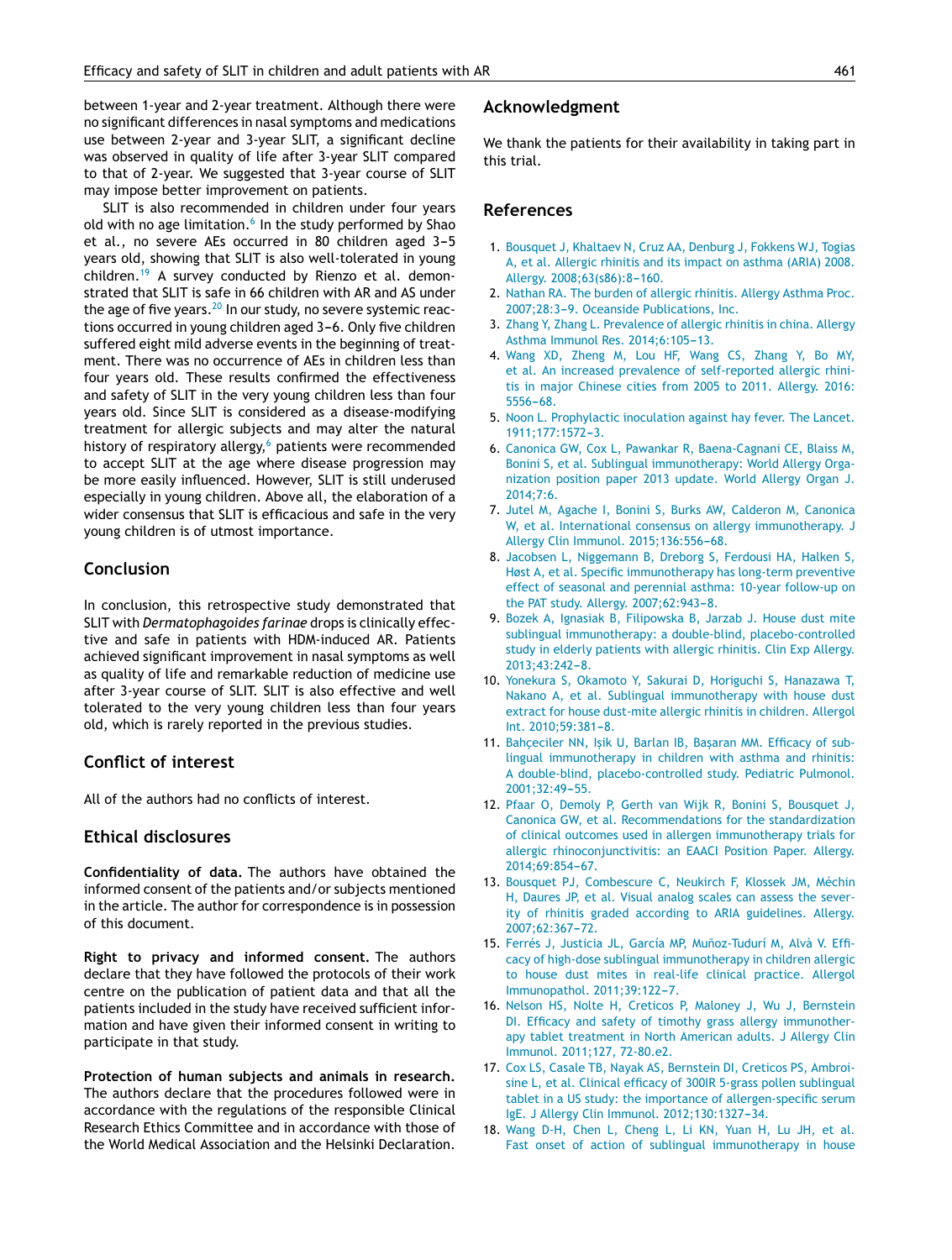between 1-year and 2-year treatment. Although there were no significant differences in nasal symptoms and medications use between 2-year and 3-year SLIT, a significant decline was observed in quality of life after 3-year SLIT compared to that of 2-year. We suggested that 3-year course of SLIT may impose better improvement on patients.

SLIT is also recommended in children under four years old with no age limitation.[6] In the study performed by Shao et al., no severe AEs occurred in 80 children aged 3–5 years old, showing that SLIT is also well-tolerated in young children.[19] A survey conducted by Rienzo et al. demonstrated that SLIT is safe in 66 children with AR and AS under the age of five years.[20] In our study, no severe systemic reactions occurred in young children aged 3–6. Only five children suffered eight mild adverse events in the beginning of treatment. There was no occurrence of AEs in children less than four years old. These results confirmed the effectiveness and safety of SLIT in the very young children less than four years old. Since SLIT is considered as a disease-modifying treatment for allergic subjects and may alter the natural history of respiratory allergy,[6] patients were recommended to accept SLIT at the age where disease progression may be more easily influenced. However, SLIT is still underused especially in young children. Above all, the elaboration of a wider consensus that SLIT is efficacious and safe in the very young children is of utmost importance.

## Conclusion

In conclusion, this retrospective study demonstrated that SLIT with *Dermatophagoides farinae* drops is clinically effective and safe in patients with HDM-induced AR. Patients achieved significant improvement in nasal symptoms as well as quality of life and remarkable reduction of medicine use after 3-year course of SLIT. SLIT is also effective and well tolerated to the very young children less than four years old, which is rarely reported in the previous studies.

## Conflict of interest

All of the authors had no conflicts of interest.

## Ethical disclosures

**Confidentiality of data.** The authors have obtained the informed consent of the patients and/or subjects mentioned in the article. The author for correspondence is in possession of this document.

**Right to privacy and informed consent.** The authors declare that they have followed the protocols of their work centre on the publication of patient data and that all the patients included in the study have received sufficient information and have given their informed consent in writing to participate in that study.

**Protection of human subjects and animals in research.** The authors declare that the procedures followed were in accordance with the regulations of the responsible Clinical Research Ethics Committee and in accordance with those of the World Medical Association and the Helsinki Declaration.

## Acknowledgment

We thank the patients for their availability in taking part in this trial.

## References

1. Bousquet J, Khaltaev N, Cruz AA, Denburg J, Fokkens WJ, Togias A, et al. Allergic rhinitis and its impact on asthma (ARIA) 2008. Allergy. 2008;63(s86):8–160.
2. Nathan RA. The burden of allergic rhinitis. Allergy Asthma Proc. 2007;28:3–9. Oceanside Publications, Inc.
3. Zhang Y, Zhang L. Prevalence of allergic rhinitis in china. Allergy Asthma Immunol Res. 2014;6:105–13.
4. Wang XD, Zheng M, Lou HF, Wang CS, Zhang Y, Bo MY, et al. An increased prevalence of self-reported allergic rhinitis in major Chinese cities from 2005 to 2011. Allergy. 2016: 5556–68.
5. Noon L. Prophylactic inoculation against hay fever. The Lancet. 1911;177:1572–3.
6. Canonica GW, Cox L, Pawankar R, Baena-Cagnani CE, Blaiss M, Bonini S, et al. Sublingual immunotherapy: World Allergy Organization position paper 2013 update. World Allergy Organ J. 2014;7:6.
7. Jutel M, Agache I, Bonini S, Burks AW, Calderon M, Canonica W, et al. International consensus on allergy immunotherapy. J Allergy Clin Immunol. 2015;136:556–68.
8. Jacobsen L, Niggemann B, Dreborg S, Ferdousi HA, Halken S, Høst A, et al. Specific immunotherapy has long-term preventive effect of seasonal and perennial asthma: 10-year follow-up on the PAT study. Allergy. 2007;62:943–8.
9. Bozek A, Ignasiak B, Filipowska B, Jarzab J. House dust mite sublingual immunotherapy: a double-blind, placebo-controlled study in elderly patients with allergic rhinitis. Clin Exp Allergy. 2013;43:242–8.
10. Yonekura S, Okamoto Y, Sakurai D, Horiguchi S, Hanazawa T, Nakano A, et al. Sublingual immunotherapy with house dust extract for house dust-mite allergic rhinitis in children. Allergol Int. 2010;59:381–8.
11. Bahçeciler NN, Işik U, Barlan IB, Başaran MM. Efficacy of sublingual immunotherapy in children with asthma and rhinitis: A double-blind, placebo-controlled study. Pediatric Pulmonol. 2001;32:49–55.
12. Pfaar O, Demoly P, Gerth van Wijk R, Bonini S, Bousquet J, Canonica GW, et al. Recommendations for the standardization of clinical outcomes used in allergen immunotherapy trials for allergic rhinoconjunctivitis: an EAACI Position Paper. Allergy. 2014;69:854–67.
13. Bousquet PJ, Combescure C, Neukirch F, Klossek JM, Méchin H, Daures JP, et al. Visual analog scales can assess the severity of rhinitis graded according to ARIA guidelines. Allergy. 2007;62:367–72.
15. Ferrés J, Justicia JL, García MP, Muñoz-Tudurí M, Alvà V. Efficacy of high-dose sublingual immunotherapy in children allergic to house dust mites in real-life clinical practice. Allergol Immunopathol. 2011;39:122–7.
16. Nelson HS, Nolte H, Creticos P, Maloney J, Wu J, Bernstein DI. Efficacy and safety of timothy grass allergy immunotherapy tablet treatment in North American adults. J Allergy Clin Immunol. 2011;127, 72-80.e2.
17. Cox LS, Casale TB, Nayak AS, Bernstein DI, Creticos PS, Ambroisine L, et al. Clinical efficacy of 300IR 5-grass pollen sublingual tablet in a US study: the importance of allergen-specific serum IgE. J Allergy Clin Immunol. 2012;130:1327–34.
18. Wang D-H, Chen L, Cheng L, Li KN, Yuan H, Lu JH, et al. Fast onset of action of sublingual immunotherapy in house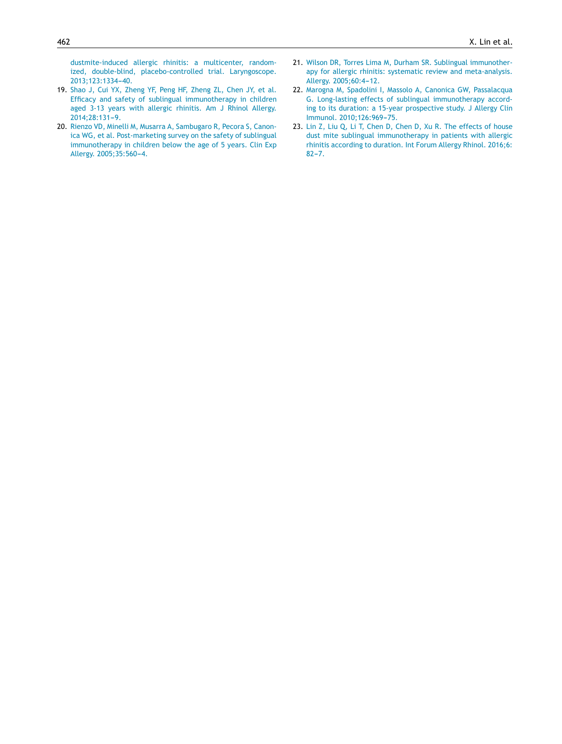dustmite-induced allergic rhinitis: a multicenter, randomized, double-blind, placebo-controlled trial. Laryngoscope. 2013;123:1334–40.

19. Shao J, Cui YX, Zheng YF, Peng HF, Zheng ZL, Chen JY, et al. Efficacy and safety of sublingual immunotherapy in children aged 3-13 years with allergic rhinitis. Am J Rhinol Allergy. 2014;28:131–9.
20. Rienzo VD, Minelli M, Musarra A, Sambugaro R, Pecora S, Canonica WG, et al. Post-marketing survey on the safety of sublingual immunotherapy in children below the age of 5 years. Clin Exp Allergy. 2005;35:560–4.
21. Wilson DR, Torres Lima M, Durham SR. Sublingual immunotherapy for allergic rhinitis: systematic review and meta-analysis. Allergy. 2005;60:4–12.
22. Marogna M, Spadolini I, Massolo A, Canonica GW, Passalacqua G. Long-lasting effects of sublingual immunotherapy according to its duration: a 15-year prospective study. J Allergy Clin Immunol. 2010;126:969–75.
23. Lin Z, Liu Q, Li T, Chen D, Chen D, Xu R. The effects of house dust mite sublingual immunotherapy in patients with allergic rhinitis according to duration. Int Forum Allergy Rhinol. 2016;6:82–7.